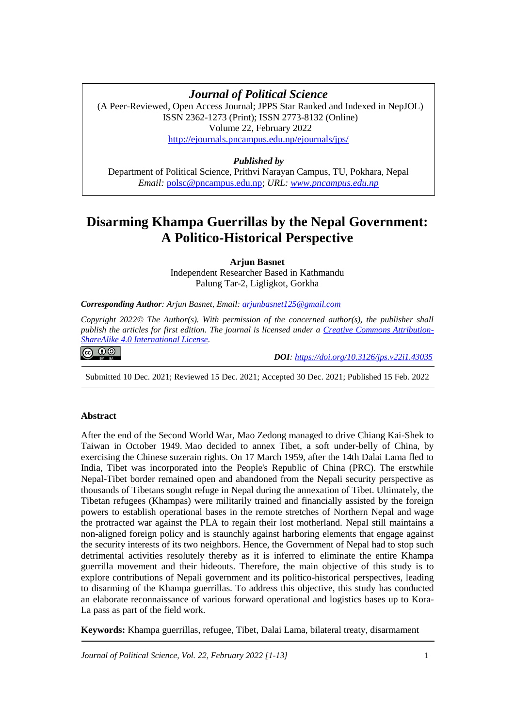**_Journal of Political Science_**

(A Peer-Reviewed, Open Access Journal; JPPS Star Ranked and Indexed in NepJOL)
ISSN 2362-1273 (Print); ISSN 2773-8132 (Online)
Volume 22, February 2022
http://ejournals.pncampus.edu.np/ejournals/jps/

***Published by***

Department of Political Science, Prithvi Narayan Campus, TU, Pokhara, Nepal
*Email:* polsc@pncampus.edu.np; *URL:* *www.pncampus.edu.np*

# Disarming Khampa Guerrillas by the Nepal Government: A Politico-Historical Perspective

**Arjun Basnet**
Independent Researcher Based in Kathmandu
Palung Tar-2, Ligligkot, Gorkha

***Corresponding Author**: Arjun Basnet, Email: arjunbasnet125@gmail.com*

*Copyright 2022© The Author(s). With permission of the concerned author(s), the publisher shall publish the articles for first edition. The journal is licensed under a Creative Commons Attribution-ShareAlike 4.0 International License.*

***DOI**: https://doi.org/10.3126/jps.v22i1.43035*

Submitted 10 Dec. 2021; Reviewed 15 Dec. 2021; Accepted 30 Dec. 2021; Published 15 Feb. 2022

## Abstract

After the end of the Second World War, Mao Zedong managed to drive Chiang Kai-Shek to Taiwan in October 1949. Mao decided to annex Tibet, a soft under-belly of China, by exercising the Chinese suzerain rights. On 17 March 1959, after the 14th Dalai Lama fled to India, Tibet was incorporated into the People's Republic of China (PRC). The erstwhile Nepal-Tibet border remained open and abandoned from the Nepali security perspective as thousands of Tibetans sought refuge in Nepal during the annexation of Tibet. Ultimately, the Tibetan refugees (Khampas) were militarily trained and financially assisted by the foreign powers to establish operational bases in the remote stretches of Northern Nepal and wage the protracted war against the PLA to regain their lost motherland. Nepal still maintains a non-aligned foreign policy and is staunchly against harboring elements that engage against the security interests of its two neighbors. Hence, the Government of Nepal had to stop such detrimental activities resolutely thereby as it is inferred to eliminate the entire Khampa guerrilla movement and their hideouts. Therefore, the main objective of this study is to explore contributions of Nepali government and its politico-historical perspectives, leading to disarming of the Khampa guerrillas. To address this objective, this study has conducted an elaborate reconnaissance of various forward operational and logistics bases up to Kora-La pass as part of the field work.

**Keywords:** Khampa guerrillas, refugee, Tibet, Dalai Lama, bilateral treaty, disarmament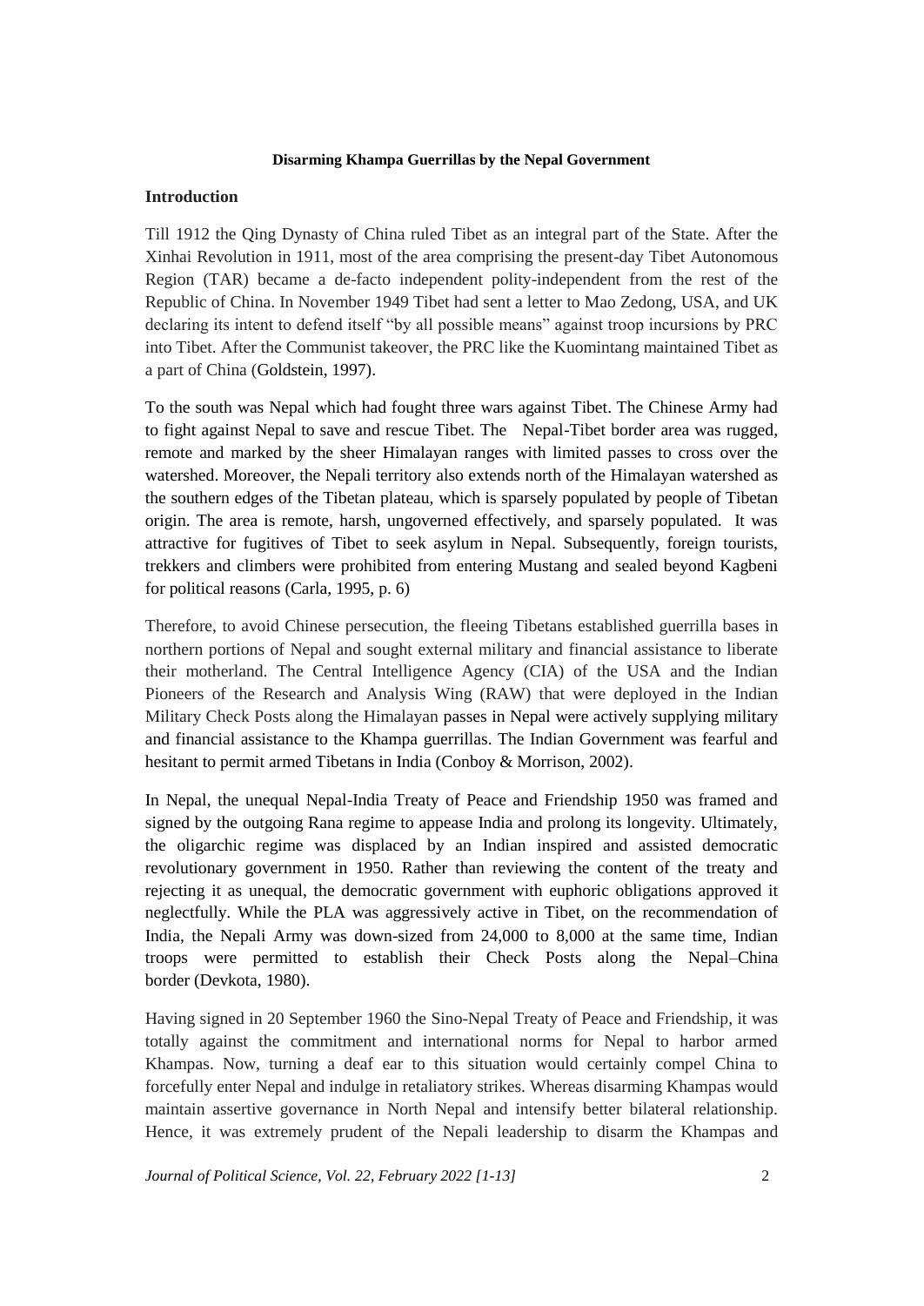**Disarming Khampa Guerrillas by the Nepal Government**

## Introduction

Till 1912 the Qing Dynasty of China ruled Tibet as an integral part of the State. After the Xinhai Revolution in 1911, most of the area comprising the present-day Tibet Autonomous Region (TAR) became a de-facto independent polity-independent from the rest of the Republic of China. In November 1949 Tibet had sent a letter to Mao Zedong, USA, and UK declaring its intent to defend itself "by all possible means" against troop incursions by PRC into Tibet. After the Communist takeover, the PRC like the Kuomintang maintained Tibet as a part of China (Goldstein, 1997).

To the south was Nepal which had fought three wars against Tibet. The Chinese Army had to fight against Nepal to save and rescue Tibet. The Nepal-Tibet border area was rugged, remote and marked by the sheer Himalayan ranges with limited passes to cross over the watershed. Moreover, the Nepali territory also extends north of the Himalayan watershed as the southern edges of the Tibetan plateau, which is sparsely populated by people of Tibetan origin. The area is remote, harsh, ungoverned effectively, and sparsely populated. It was attractive for fugitives of Tibet to seek asylum in Nepal. Subsequently, foreign tourists, trekkers and climbers were prohibited from entering Mustang and sealed beyond Kagbeni for political reasons (Carla, 1995, p. 6)

Therefore, to avoid Chinese persecution, the fleeing Tibetans established guerrilla bases in northern portions of Nepal and sought external military and financial assistance to liberate their motherland. The Central Intelligence Agency (CIA) of the USA and the Indian Pioneers of the Research and Analysis Wing (RAW) that were deployed in the Indian Military Check Posts along the Himalayan passes in Nepal were actively supplying military and financial assistance to the Khampa guerrillas. The Indian Government was fearful and hesitant to permit armed Tibetans in India (Conboy & Morrison, 2002).

In Nepal, the unequal Nepal-India Treaty of Peace and Friendship 1950 was framed and signed by the outgoing Rana regime to appease India and prolong its longevity. Ultimately, the oligarchic regime was displaced by an Indian inspired and assisted democratic revolutionary government in 1950. Rather than reviewing the content of the treaty and rejecting it as unequal, the democratic government with euphoric obligations approved it neglectfully. While the PLA was aggressively active in Tibet, on the recommendation of India, the Nepali Army was down-sized from 24,000 to 8,000 at the same time, Indian troops were permitted to establish their Check Posts along the Nepal–China border (Devkota, 1980).

Having signed in 20 September 1960 the Sino-Nepal Treaty of Peace and Friendship, it was totally against the commitment and international norms for Nepal to harbor armed Khampas. Now, turning a deaf ear to this situation would certainly compel China to forcefully enter Nepal and indulge in retaliatory strikes. Whereas disarming Khampas would maintain assertive governance in North Nepal and intensify better bilateral relationship. Hence, it was extremely prudent of the Nepali leadership to disarm the Khampas and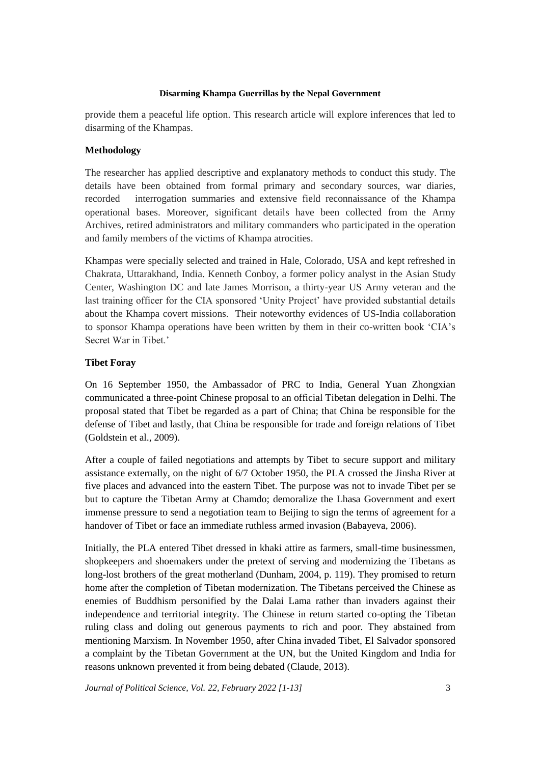provide them a peaceful life option. This research article will explore inferences that led to disarming of the Khampas.

## Methodology

The researcher has applied descriptive and explanatory methods to conduct this study. The details have been obtained from formal primary and secondary sources, war diaries, recorded interrogation summaries and extensive field reconnaissance of the Khampa operational bases. Moreover, significant details have been collected from the Army Archives, retired administrators and military commanders who participated in the operation and family members of the victims of Khampa atrocities.

Khampas were specially selected and trained in Hale, Colorado, USA and kept refreshed in Chakrata, Uttarakhand, India. Kenneth Conboy, a former policy analyst in the Asian Study Center, Washington DC and late James Morrison, a thirty-year US Army veteran and the last training officer for the CIA sponsored 'Unity Project' have provided substantial details about the Khampa covert missions. Their noteworthy evidences of US-India collaboration to sponsor Khampa operations have been written by them in their co-written book 'CIA's Secret War in Tibet.'

## Tibet Foray

On 16 September 1950, the Ambassador of PRC to India, General Yuan Zhongxian communicated a three-point Chinese proposal to an official Tibetan delegation in Delhi. The proposal stated that Tibet be regarded as a part of China; that China be responsible for the defense of Tibet and lastly, that China be responsible for trade and foreign relations of Tibet (Goldstein et al., 2009).

After a couple of failed negotiations and attempts by Tibet to secure support and military assistance externally, on the night of 6/7 October 1950, the PLA crossed the Jinsha River at five places and advanced into the eastern Tibet. The purpose was not to invade Tibet per se but to capture the Tibetan Army at Chamdo; demoralize the Lhasa Government and exert immense pressure to send a negotiation team to Beijing to sign the terms of agreement for a handover of Tibet or face an immediate ruthless armed invasion (Babayeva, 2006).

Initially, the PLA entered Tibet dressed in khaki attire as farmers, small-time businessmen, shopkeepers and shoemakers under the pretext of serving and modernizing the Tibetans as long-lost brothers of the great motherland (Dunham, 2004, p. 119). They promised to return home after the completion of Tibetan modernization. The Tibetans perceived the Chinese as enemies of Buddhism personified by the Dalai Lama rather than invaders against their independence and territorial integrity. The Chinese in return started co-opting the Tibetan ruling class and doling out generous payments to rich and poor. They abstained from mentioning Marxism. In November 1950, after China invaded Tibet, El Salvador sponsored a complaint by the Tibetan Government at the UN, but the United Kingdom and India for reasons unknown prevented it from being debated (Claude, 2013).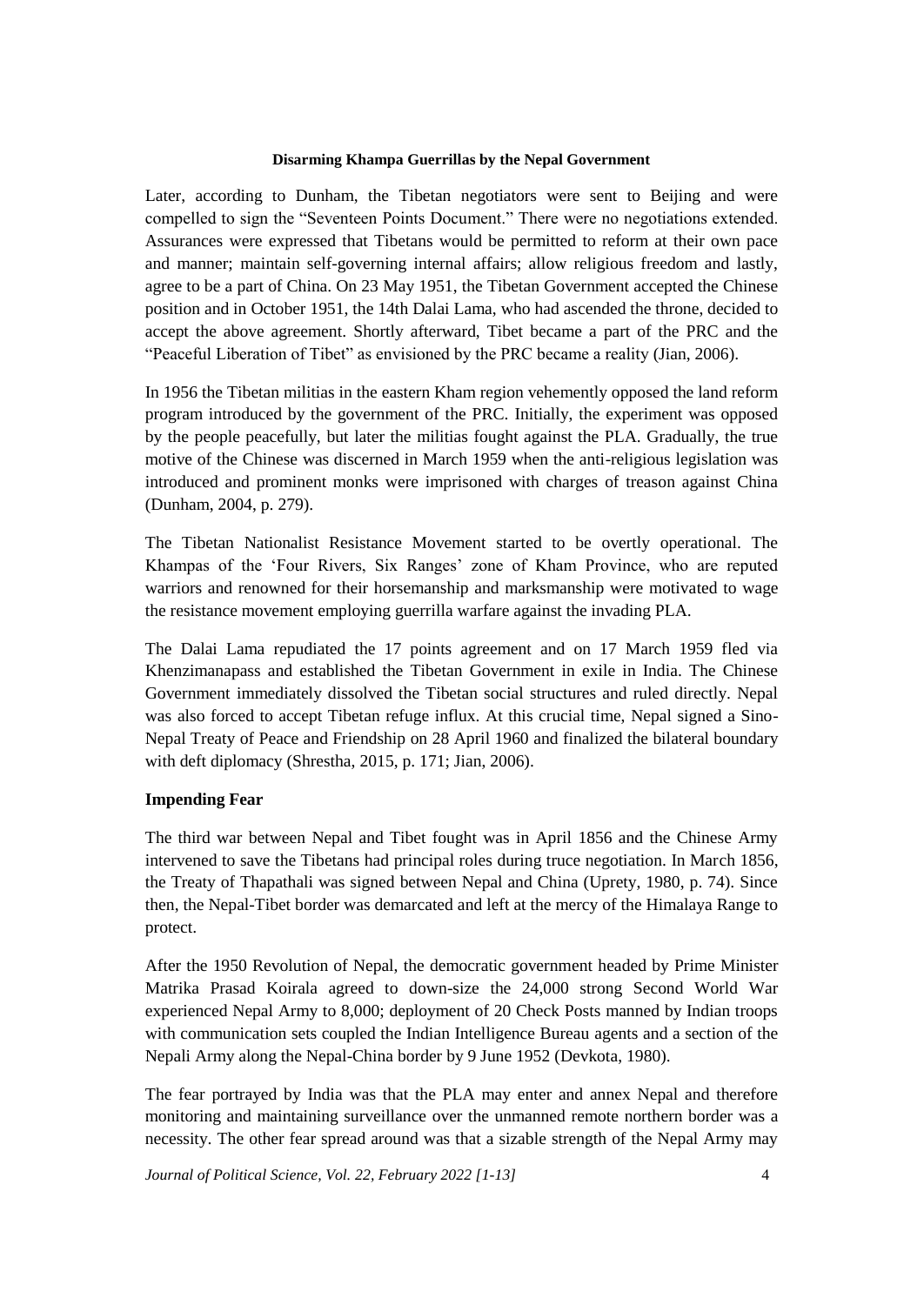**Disarming Khampa Guerrillas by the Nepal Government**

Later, according to Dunham, the Tibetan negotiators were sent to Beijing and were compelled to sign the "Seventeen Points Document." There were no negotiations extended. Assurances were expressed that Tibetans would be permitted to reform at their own pace and manner; maintain self-governing internal affairs; allow religious freedom and lastly, agree to be a part of China. On 23 May 1951, the Tibetan Government accepted the Chinese position and in October 1951, the 14th Dalai Lama, who had ascended the throne, decided to accept the above agreement. Shortly afterward, Tibet became a part of the PRC and the "Peaceful Liberation of Tibet" as envisioned by the PRC became a reality (Jian, 2006).

In 1956 the Tibetan militias in the eastern Kham region vehemently opposed the land reform program introduced by the government of the PRC. Initially, the experiment was opposed by the people peacefully, but later the militias fought against the PLA. Gradually, the true motive of the Chinese was discerned in March 1959 when the anti-religious legislation was introduced and prominent monks were imprisoned with charges of treason against China (Dunham, 2004, p. 279).

The Tibetan Nationalist Resistance Movement started to be overtly operational. The Khampas of the 'Four Rivers, Six Ranges' zone of Kham Province, who are reputed warriors and renowned for their horsemanship and marksmanship were motivated to wage the resistance movement employing guerrilla warfare against the invading PLA.

The Dalai Lama repudiated the 17 points agreement and on 17 March 1959 fled via Khenzimanapass and established the Tibetan Government in exile in India. The Chinese Government immediately dissolved the Tibetan social structures and ruled directly. Nepal was also forced to accept Tibetan refuge influx. At this crucial time, Nepal signed a Sino-Nepal Treaty of Peace and Friendship on 28 April 1960 and finalized the bilateral boundary with deft diplomacy (Shrestha, 2015, p. 171; Jian, 2006).

## Impending Fear

The third war between Nepal and Tibet fought was in April 1856 and the Chinese Army intervened to save the Tibetans had principal roles during truce negotiation. In March 1856, the Treaty of Thapathali was signed between Nepal and China (Uprety, 1980, p. 74). Since then, the Nepal-Tibet border was demarcated and left at the mercy of the Himalaya Range to protect.

After the 1950 Revolution of Nepal, the democratic government headed by Prime Minister Matrika Prasad Koirala agreed to down-size the 24,000 strong Second World War experienced Nepal Army to 8,000; deployment of 20 Check Posts manned by Indian troops with communication sets coupled the Indian Intelligence Bureau agents and a section of the Nepali Army along the Nepal-China border by 9 June 1952 (Devkota, 1980).

The fear portrayed by India was that the PLA may enter and annex Nepal and therefore monitoring and maintaining surveillance over the unmanned remote northern border was a necessity. The other fear spread around was that a sizable strength of the Nepal Army may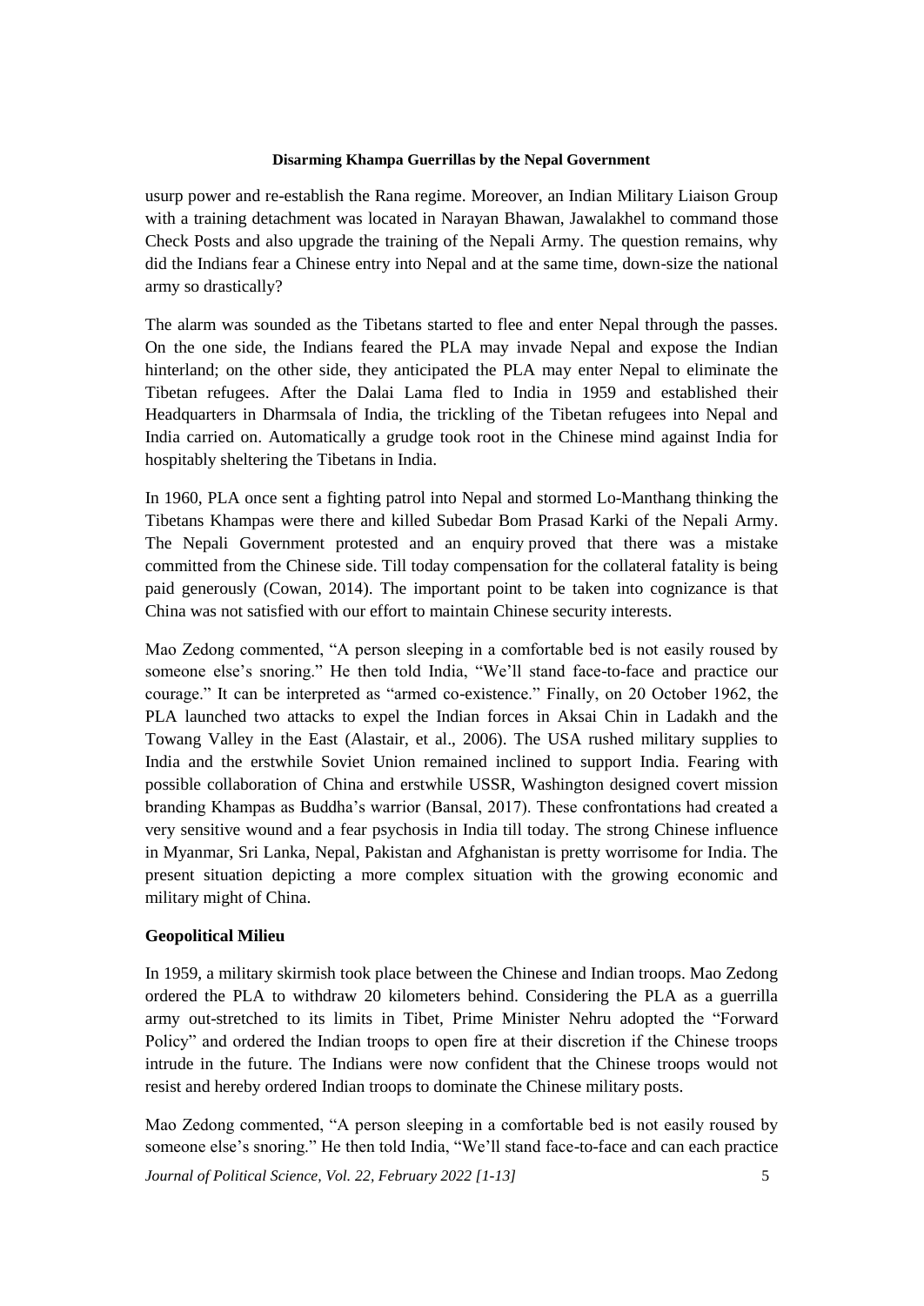usurp power and re-establish the Rana regime. Moreover, an Indian Military Liaison Group with a training detachment was located in Narayan Bhawan, Jawalakhel to command those Check Posts and also upgrade the training of the Nepali Army. The question remains, why did the Indians fear a Chinese entry into Nepal and at the same time, down-size the national army so drastically?

The alarm was sounded as the Tibetans started to flee and enter Nepal through the passes. On the one side, the Indians feared the PLA may invade Nepal and expose the Indian hinterland; on the other side, they anticipated the PLA may enter Nepal to eliminate the Tibetan refugees. After the Dalai Lama fled to India in 1959 and established their Headquarters in Dharmsala of India, the trickling of the Tibetan refugees into Nepal and India carried on. Automatically a grudge took root in the Chinese mind against India for hospitably sheltering the Tibetans in India.

In 1960, PLA once sent a fighting patrol into Nepal and stormed Lo-Manthang thinking the Tibetans Khampas were there and killed Subedar Bom Prasad Karki of the Nepali Army. The Nepali Government protested and an enquiry proved that there was a mistake committed from the Chinese side. Till today compensation for the collateral fatality is being paid generously (Cowan, 2014). The important point to be taken into cognizance is that China was not satisfied with our effort to maintain Chinese security interests.

Mao Zedong commented, "A person sleeping in a comfortable bed is not easily roused by someone else's snoring." He then told India, "We'll stand face-to-face and practice our courage." It can be interpreted as "armed co-existence." Finally, on 20 October 1962, the PLA launched two attacks to expel the Indian forces in Aksai Chin in Ladakh and the Towang Valley in the East (Alastair, et al., 2006). The USA rushed military supplies to India and the erstwhile Soviet Union remained inclined to support India. Fearing with possible collaboration of China and erstwhile USSR, Washington designed covert mission branding Khampas as Buddha's warrior (Bansal, 2017). These confrontations had created a very sensitive wound and a fear psychosis in India till today. The strong Chinese influence in Myanmar, Sri Lanka, Nepal, Pakistan and Afghanistan is pretty worrisome for India. The present situation depicting a more complex situation with the growing economic and military might of China.

**Geopolitical Milieu**

In 1959, a military skirmish took place between the Chinese and Indian troops. Mao Zedong ordered the PLA to withdraw 20 kilometers behind. Considering the PLA as a guerrilla army out-stretched to its limits in Tibet, Prime Minister Nehru adopted the "Forward Policy" and ordered the Indian troops to open fire at their discretion if the Chinese troops intrude in the future. The Indians were now confident that the Chinese troops would not resist and hereby ordered Indian troops to dominate the Chinese military posts.

Mao Zedong commented, "A person sleeping in a comfortable bed is not easily roused by someone else's snoring." He then told India, "We'll stand face-to-face and can each practice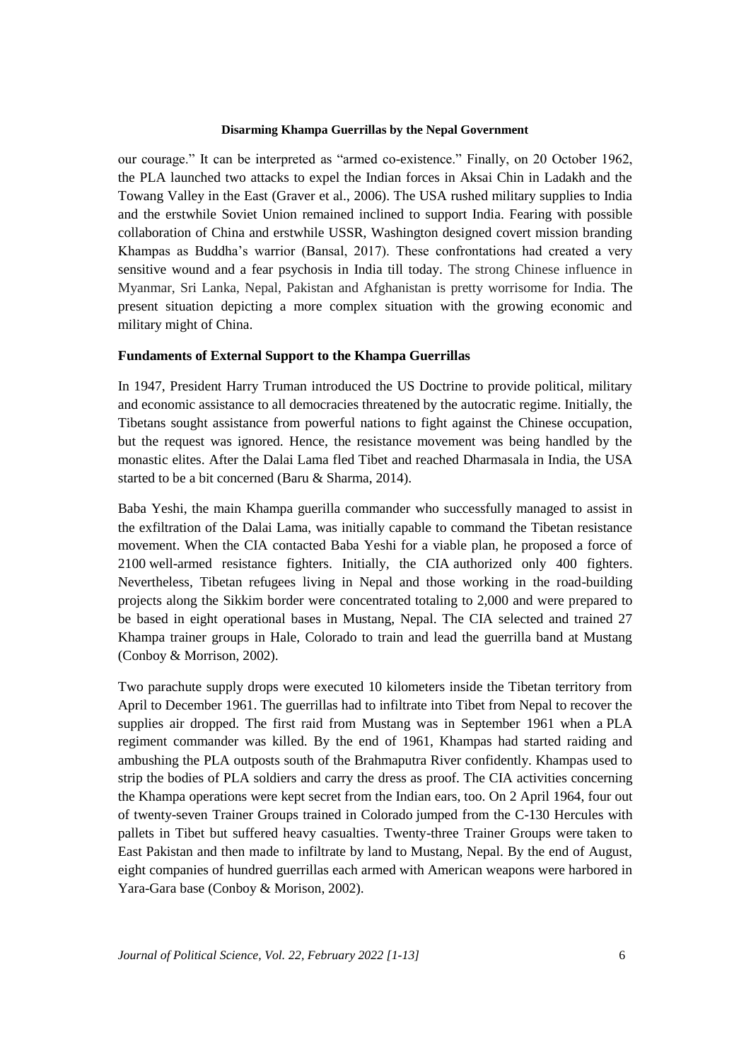our courage." It can be interpreted as "armed co-existence." Finally, on 20 October 1962, the PLA launched two attacks to expel the Indian forces in Aksai Chin in Ladakh and the Towang Valley in the East (Graver et al., 2006). The USA rushed military supplies to India and the erstwhile Soviet Union remained inclined to support India. Fearing with possible collaboration of China and erstwhile USSR, Washington designed covert mission branding Khampas as Buddha's warrior (Bansal, 2017). These confrontations had created a very sensitive wound and a fear psychosis in India till today. The strong Chinese influence in Myanmar, Sri Lanka, Nepal, Pakistan and Afghanistan is pretty worrisome for India. The present situation depicting a more complex situation with the growing economic and military might of China.

### Fundaments of External Support to the Khampa Guerrillas

In 1947, President Harry Truman introduced the US Doctrine to provide political, military and economic assistance to all democracies threatened by the autocratic regime. Initially, the Tibetans sought assistance from powerful nations to fight against the Chinese occupation, but the request was ignored. Hence, the resistance movement was being handled by the monastic elites. After the Dalai Lama fled Tibet and reached Dharmasala in India, the USA started to be a bit concerned (Baru & Sharma, 2014).

Baba Yeshi, the main Khampa guerilla commander who successfully managed to assist in the exfiltration of the Dalai Lama, was initially capable to command the Tibetan resistance movement. When the CIA contacted Baba Yeshi for a viable plan, he proposed a force of 2100 well-armed resistance fighters. Initially, the CIA authorized only 400 fighters. Nevertheless, Tibetan refugees living in Nepal and those working in the road-building projects along the Sikkim border were concentrated totaling to 2,000 and were prepared to be based in eight operational bases in Mustang, Nepal. The CIA selected and trained 27 Khampa trainer groups in Hale, Colorado to train and lead the guerrilla band at Mustang (Conboy & Morrison, 2002).

Two parachute supply drops were executed 10 kilometers inside the Tibetan territory from April to December 1961. The guerrillas had to infiltrate into Tibet from Nepal to recover the supplies air dropped. The first raid from Mustang was in September 1961 when a PLA regiment commander was killed. By the end of 1961, Khampas had started raiding and ambushing the PLA outposts south of the Brahmaputra River confidently. Khampas used to strip the bodies of PLA soldiers and carry the dress as proof. The CIA activities concerning the Khampa operations were kept secret from the Indian ears, too. On 2 April 1964, four out of twenty-seven Trainer Groups trained in Colorado jumped from the C-130 Hercules with pallets in Tibet but suffered heavy casualties. Twenty-three Trainer Groups were taken to East Pakistan and then made to infiltrate by land to Mustang, Nepal. By the end of August, eight companies of hundred guerrillas each armed with American weapons were harbored in Yara-Gara base (Conboy & Morison, 2002).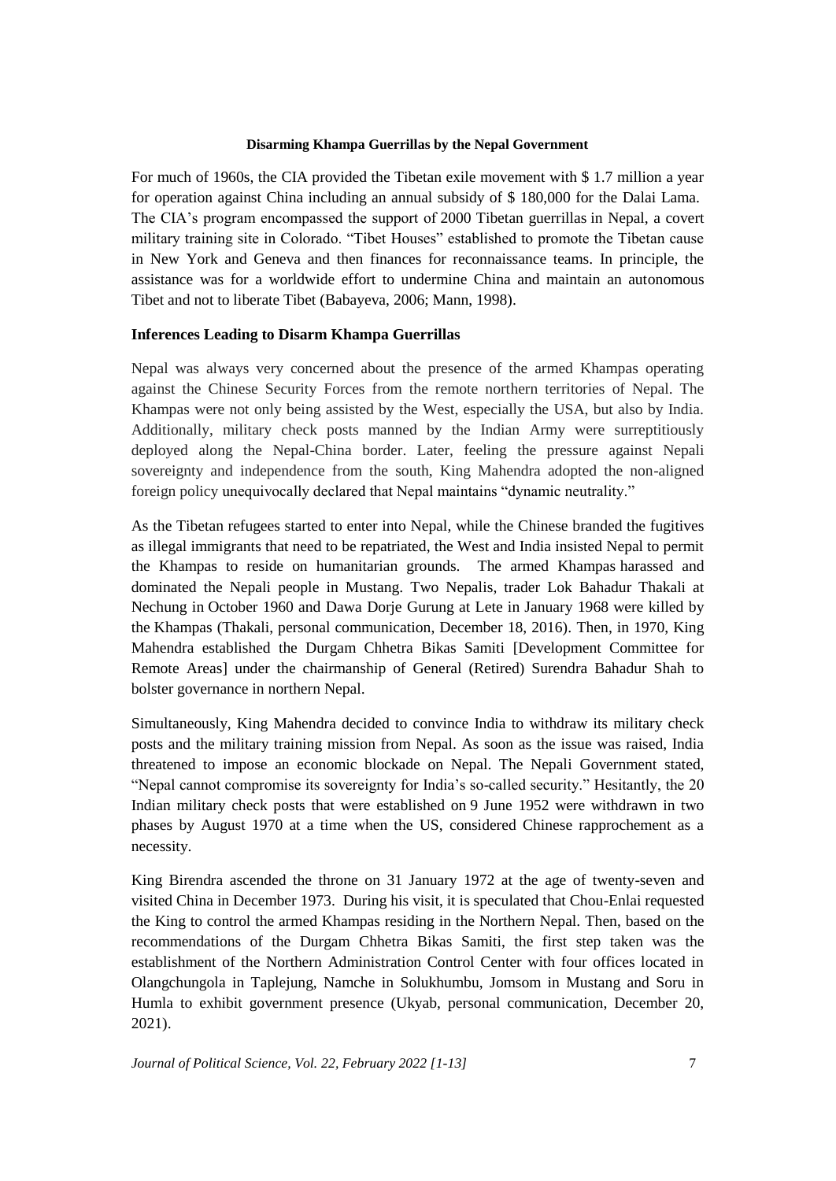**Disarming Khampa Guerrillas by the Nepal Government**

For much of 1960s, the CIA provided the Tibetan exile movement with $ 1.7 million a year for operation against China including an annual subsidy of $ 180,000 for the Dalai Lama. The CIA's program encompassed the support of 2000 Tibetan guerrillas in Nepal, a covert military training site in Colorado. "Tibet Houses" established to promote the Tibetan cause in New York and Geneva and then finances for reconnaissance teams. In principle, the assistance was for a worldwide effort to undermine China and maintain an autonomous Tibet and not to liberate Tibet (Babayeva, 2006; Mann, 1998).

## Inferences Leading to Disarm Khampa Guerrillas

Nepal was always very concerned about the presence of the armed Khampas operating against the Chinese Security Forces from the remote northern territories of Nepal. The Khampas were not only being assisted by the West, especially the USA, but also by India. Additionally, military check posts manned by the Indian Army were surreptitiously deployed along the Nepal-China border. Later, feeling the pressure against Nepali sovereignty and independence from the south, King Mahendra adopted the non-aligned foreign policy unequivocally declared that Nepal maintains "dynamic neutrality."

As the Tibetan refugees started to enter into Nepal, while the Chinese branded the fugitives as illegal immigrants that need to be repatriated, the West and India insisted Nepal to permit the Khampas to reside on humanitarian grounds. The armed Khampas harassed and dominated the Nepali people in Mustang. Two Nepalis, trader Lok Bahadur Thakali at Nechung in October 1960 and Dawa Dorje Gurung at Lete in January 1968 were killed by the Khampas (Thakali, personal communication, December 18, 2016). Then, in 1970, King Mahendra established the Durgam Chhetra Bikas Samiti [Development Committee for Remote Areas] under the chairmanship of General (Retired) Surendra Bahadur Shah to bolster governance in northern Nepal.

Simultaneously, King Mahendra decided to convince India to withdraw its military check posts and the military training mission from Nepal. As soon as the issue was raised, India threatened to impose an economic blockade on Nepal. The Nepali Government stated, "Nepal cannot compromise its sovereignty for India's so-called security." Hesitantly, the 20 Indian military check posts that were established on 9 June 1952 were withdrawn in two phases by August 1970 at a time when the US, considered Chinese rapprochement as a necessity.

King Birendra ascended the throne on 31 January 1972 at the age of twenty-seven and visited China in December 1973. During his visit, it is speculated that Chou-Enlai requested the King to control the armed Khampas residing in the Northern Nepal. Then, based on the recommendations of the Durgam Chhetra Bikas Samiti, the first step taken was the establishment of the Northern Administration Control Center with four offices located in Olangchungola in Taplejung, Namche in Solukhumbu, Jomsom in Mustang and Soru in Humla to exhibit government presence (Ukyab, personal communication, December 20, 2021).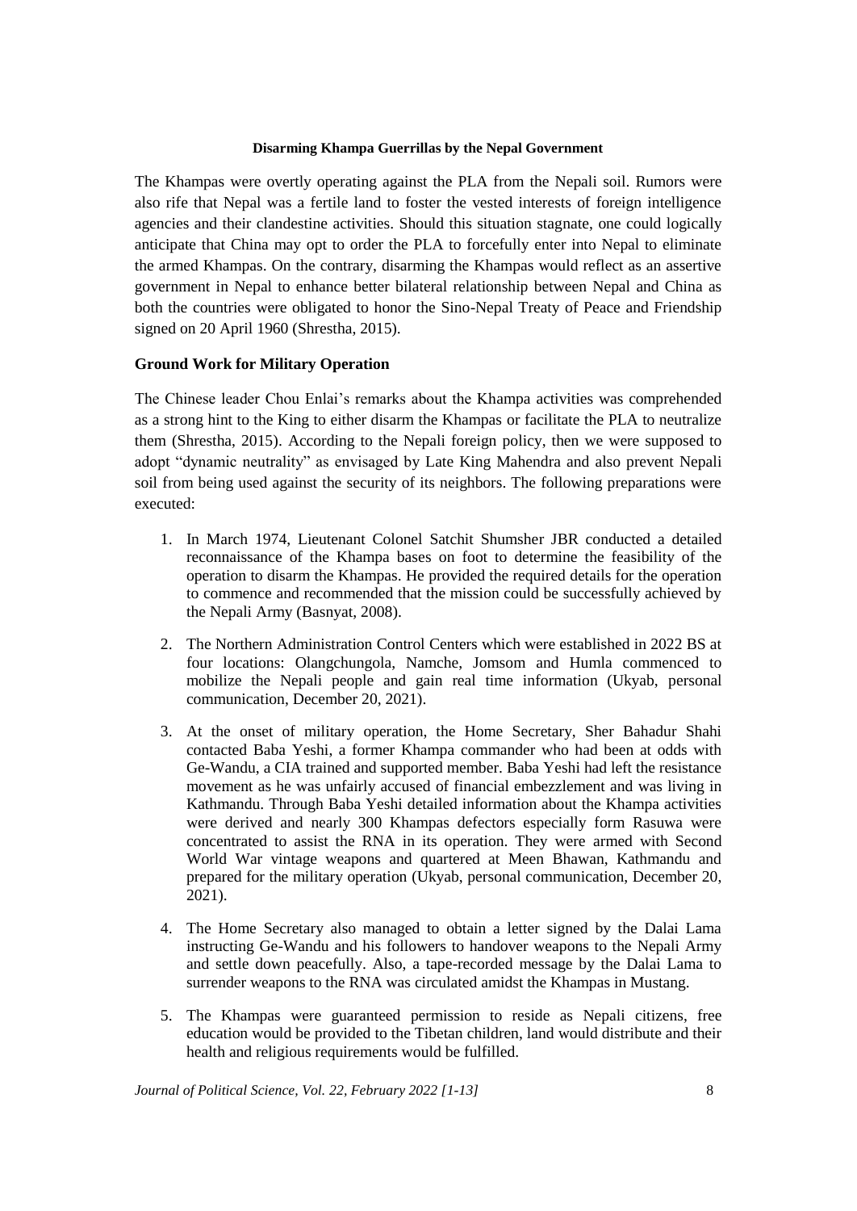**Disarming Khampa Guerrillas by the Nepal Government**

The Khampas were overtly operating against the PLA from the Nepali soil. Rumors were also rife that Nepal was a fertile land to foster the vested interests of foreign intelligence agencies and their clandestine activities. Should this situation stagnate, one could logically anticipate that China may opt to order the PLA to forcefully enter into Nepal to eliminate the armed Khampas. On the contrary, disarming the Khampas would reflect as an assertive government in Nepal to enhance better bilateral relationship between Nepal and China as both the countries were obligated to honor the Sino-Nepal Treaty of Peace and Friendship signed on 20 April 1960 (Shrestha, 2015).

### Ground Work for Military Operation

The Chinese leader Chou Enlai's remarks about the Khampa activities was comprehended as a strong hint to the King to either disarm the Khampas or facilitate the PLA to neutralize them (Shrestha, 2015). According to the Nepali foreign policy, then we were supposed to adopt "dynamic neutrality" as envisaged by Late King Mahendra and also prevent Nepali soil from being used against the security of its neighbors. The following preparations were executed:

1. In March 1974, Lieutenant Colonel Satchit Shumsher JBR conducted a detailed reconnaissance of the Khampa bases on foot to determine the feasibility of the operation to disarm the Khampas. He provided the required details for the operation to commence and recommended that the mission could be successfully achieved by the Nepali Army (Basnyat, 2008).
2. The Northern Administration Control Centers which were established in 2022 BS at four locations: Olangchungola, Namche, Jomsom and Humla commenced to mobilize the Nepali people and gain real time information (Ukyab, personal communication, December 20, 2021).
3. At the onset of military operation, the Home Secretary, Sher Bahadur Shahi contacted Baba Yeshi, a former Khampa commander who had been at odds with Ge-Wandu, a CIA trained and supported member. Baba Yeshi had left the resistance movement as he was unfairly accused of financial embezzlement and was living in Kathmandu. Through Baba Yeshi detailed information about the Khampa activities were derived and nearly 300 Khampas defectors especially form Rasuwa were concentrated to assist the RNA in its operation. They were armed with Second World War vintage weapons and quartered at Meen Bhawan, Kathmandu and prepared for the military operation (Ukyab, personal communication, December 20, 2021).
4. The Home Secretary also managed to obtain a letter signed by the Dalai Lama instructing Ge-Wandu and his followers to handover weapons to the Nepali Army and settle down peacefully. Also, a tape-recorded message by the Dalai Lama to surrender weapons to the RNA was circulated amidst the Khampas in Mustang.
5. The Khampas were guaranteed permission to reside as Nepali citizens, free education would be provided to the Tibetan children, land would distribute and their health and religious requirements would be fulfilled.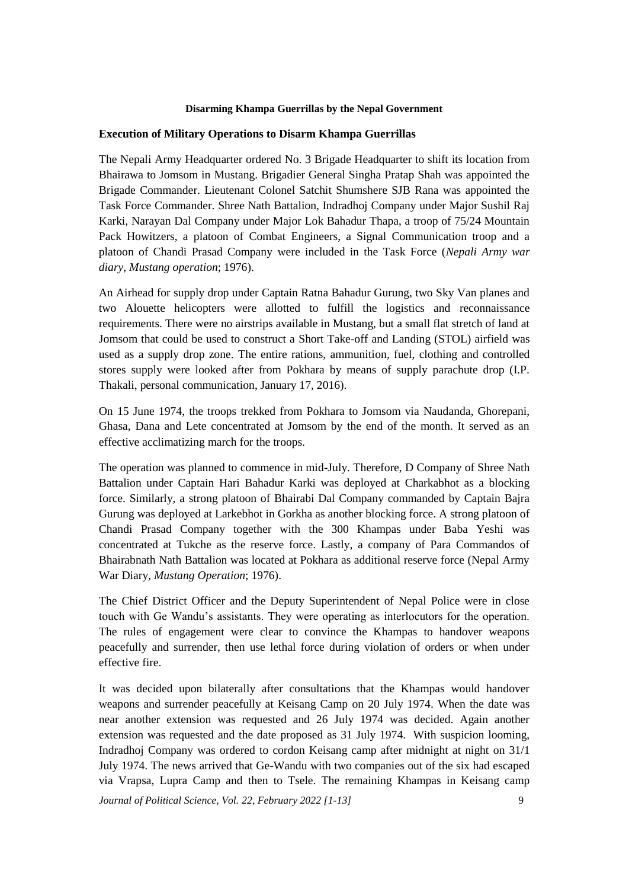**Disarming Khampa Guerrillas by the Nepal Government**

## Execution of Military Operations to Disarm Khampa Guerrillas

The Nepali Army Headquarter ordered No. 3 Brigade Headquarter to shift its location from Bhairawa to Jomsom in Mustang. Brigadier General Singha Pratap Shah was appointed the Brigade Commander. Lieutenant Colonel Satchit Shumshere SJB Rana was appointed the Task Force Commander. Shree Nath Battalion, Indradhoj Company under Major Sushil Raj Karki, Narayan Dal Company under Major Lok Bahadur Thapa, a troop of 75/24 Mountain Pack Howitzers, a platoon of Combat Engineers, a Signal Communication troop and a platoon of Chandi Prasad Company were included in the Task Force (*Nepali Army war diary*, *Mustang operation*; 1976).

An Airhead for supply drop under Captain Ratna Bahadur Gurung, two Sky Van planes and two Alouette helicopters were allotted to fulfill the logistics and reconnaissance requirements. There were no airstrips available in Mustang, but a small flat stretch of land at Jomsom that could be used to construct a Short Take-off and Landing (STOL) airfield was used as a supply drop zone. The entire rations, ammunition, fuel, clothing and controlled stores supply were looked after from Pokhara by means of supply parachute drop (I.P. Thakali, personal communication, January 17, 2016).

On 15 June 1974, the troops trekked from Pokhara to Jomsom via Naudanda, Ghorepani, Ghasa, Dana and Lete concentrated at Jomsom by the end of the month. It served as an effective acclimatizing march for the troops.

The operation was planned to commence in mid-July. Therefore, D Company of Shree Nath Battalion under Captain Hari Bahadur Karki was deployed at Charkabhot as a blocking force. Similarly, a strong platoon of Bhairabi Dal Company commanded by Captain Bajra Gurung was deployed at Larkebhot in Gorkha as another blocking force. A strong platoon of Chandi Prasad Company together with the 300 Khampas under Baba Yeshi was concentrated at Tukche as the reserve force. Lastly, a company of Para Commandos of Bhairabnath Nath Battalion was located at Pokhara as additional reserve force (Nepal Army War Diary, *Mustang Operation*; 1976).

The Chief District Officer and the Deputy Superintendent of Nepal Police were in close touch with Ge Wandu's assistants. They were operating as interlocutors for the operation. The rules of engagement were clear to convince the Khampas to handover weapons peacefully and surrender, then use lethal force during violation of orders or when under effective fire.

It was decided upon bilaterally after consultations that the Khampas would handover weapons and surrender peacefully at Keisang Camp on 20 July 1974. When the date was near another extension was requested and 26 July 1974 was decided. Again another extension was requested and the date proposed as 31 July 1974. With suspicion looming, Indradhoj Company was ordered to cordon Keisang camp after midnight at night on 31/1 July 1974. The news arrived that Ge-Wandu with two companies out of the six had escaped via Vrapsa, Lupra Camp and then to Tsele. The remaining Khampas in Keisang camp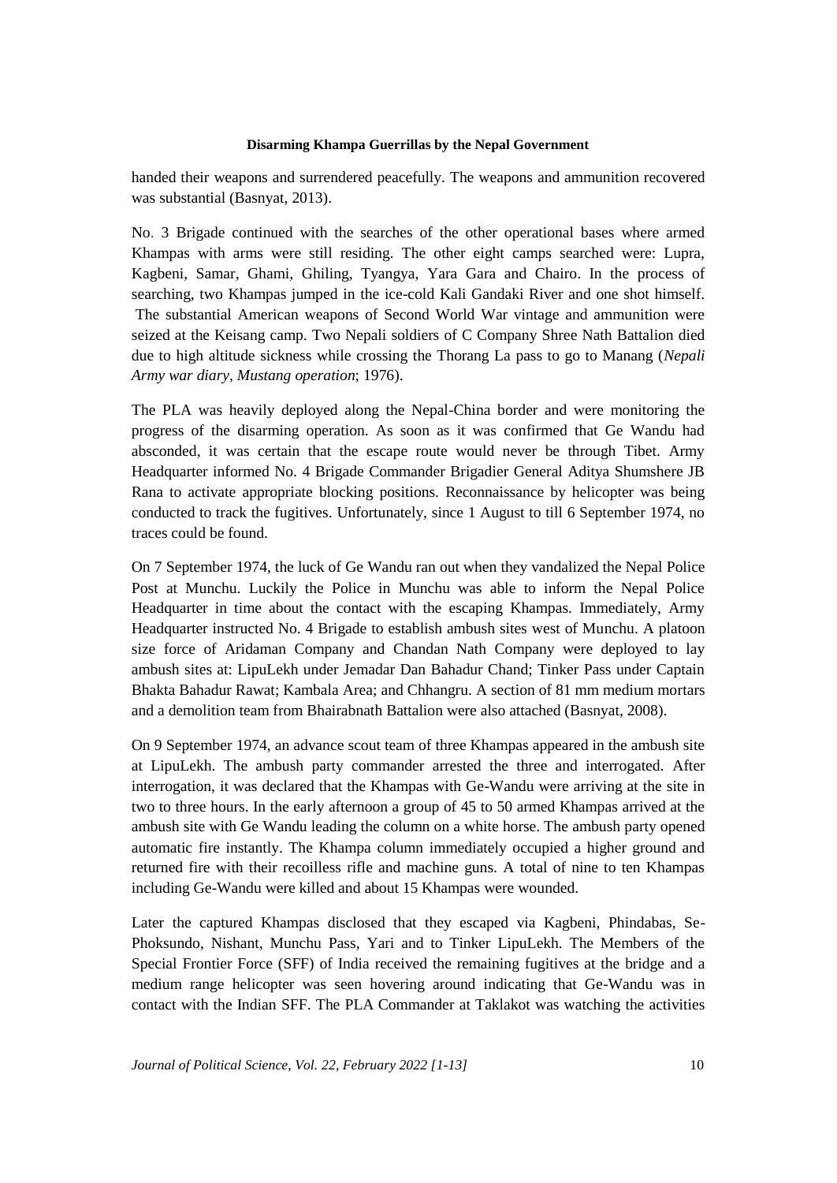handed their weapons and surrendered peacefully. The weapons and ammunition recovered was substantial (Basnyat, 2013).

No. 3 Brigade continued with the searches of the other operational bases where armed Khampas with arms were still residing. The other eight camps searched were: Lupra, Kagbeni, Samar, Ghami, Ghiling, Tyangya, Yara Gara and Chairo. In the process of searching, two Khampas jumped in the ice-cold Kali Gandaki River and one shot himself. The substantial American weapons of Second World War vintage and ammunition were seized at the Keisang camp. Two Nepali soldiers of C Company Shree Nath Battalion died due to high altitude sickness while crossing the Thorang La pass to go to Manang (*Nepali Army war diary, Mustang operation*; 1976).

The PLA was heavily deployed along the Nepal-China border and were monitoring the progress of the disarming operation. As soon as it was confirmed that Ge Wandu had absconded, it was certain that the escape route would never be through Tibet. Army Headquarter informed No. 4 Brigade Commander Brigadier General Aditya Shumshere JB Rana to activate appropriate blocking positions. Reconnaissance by helicopter was being conducted to track the fugitives. Unfortunately, since 1 August to till 6 September 1974, no traces could be found.

On 7 September 1974, the luck of Ge Wandu ran out when they vandalized the Nepal Police Post at Munchu. Luckily the Police in Munchu was able to inform the Nepal Police Headquarter in time about the contact with the escaping Khampas. Immediately, Army Headquarter instructed No. 4 Brigade to establish ambush sites west of Munchu. A platoon size force of Aridaman Company and Chandan Nath Company were deployed to lay ambush sites at: LipuLekh under Jemadar Dan Bahadur Chand; Tinker Pass under Captain Bhakta Bahadur Rawat; Kambala Area; and Chhangru. A section of 81 mm medium mortars and a demolition team from Bhairabnath Battalion were also attached (Basnyat, 2008).

On 9 September 1974, an advance scout team of three Khampas appeared in the ambush site at LipuLekh. The ambush party commander arrested the three and interrogated. After interrogation, it was declared that the Khampas with Ge-Wandu were arriving at the site in two to three hours. In the early afternoon a group of 45 to 50 armed Khampas arrived at the ambush site with Ge Wandu leading the column on a white horse. The ambush party opened automatic fire instantly. The Khampa column immediately occupied a higher ground and returned fire with their recoilless rifle and machine guns. A total of nine to ten Khampas including Ge-Wandu were killed and about 15 Khampas were wounded.

Later the captured Khampas disclosed that they escaped via Kagbeni, Phindabas, Se-Phoksundo, Nishant, Munchu Pass, Yari and to Tinker LipuLekh. The Members of the Special Frontier Force (SFF) of India received the remaining fugitives at the bridge and a medium range helicopter was seen hovering around indicating that Ge-Wandu was in contact with the Indian SFF. The PLA Commander at Taklakot was watching the activities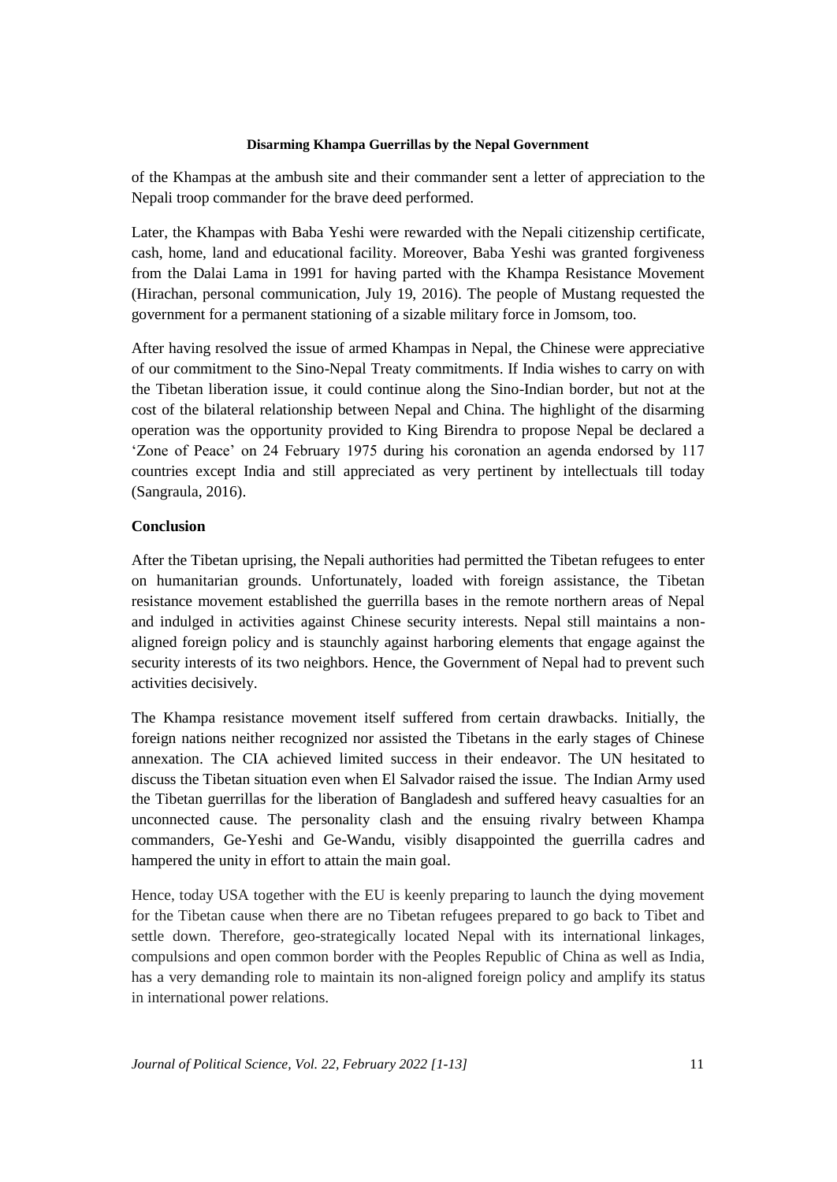of the Khampas at the ambush site and their commander sent a letter of appreciation to the Nepali troop commander for the brave deed performed.

Later, the Khampas with Baba Yeshi were rewarded with the Nepali citizenship certificate, cash, home, land and educational facility. Moreover, Baba Yeshi was granted forgiveness from the Dalai Lama in 1991 for having parted with the Khampa Resistance Movement (Hirachan, personal communication, July 19, 2016). The people of Mustang requested the government for a permanent stationing of a sizable military force in Jomsom, too.

After having resolved the issue of armed Khampas in Nepal, the Chinese were appreciative of our commitment to the Sino-Nepal Treaty commitments. If India wishes to carry on with the Tibetan liberation issue, it could continue along the Sino-Indian border, but not at the cost of the bilateral relationship between Nepal and China. The highlight of the disarming operation was the opportunity provided to King Birendra to propose Nepal be declared a 'Zone of Peace' on 24 February 1975 during his coronation an agenda endorsed by 117 countries except India and still appreciated as very pertinent by intellectuals till today (Sangraula, 2016).

## Conclusion

After the Tibetan uprising, the Nepali authorities had permitted the Tibetan refugees to enter on humanitarian grounds. Unfortunately, loaded with foreign assistance, the Tibetan resistance movement established the guerrilla bases in the remote northern areas of Nepal and indulged in activities against Chinese security interests. Nepal still maintains a non-aligned foreign policy and is staunchly against harboring elements that engage against the security interests of its two neighbors. Hence, the Government of Nepal had to prevent such activities decisively.

The Khampa resistance movement itself suffered from certain drawbacks. Initially, the foreign nations neither recognized nor assisted the Tibetans in the early stages of Chinese annexation. The CIA achieved limited success in their endeavor. The UN hesitated to discuss the Tibetan situation even when El Salvador raised the issue. The Indian Army used the Tibetan guerrillas for the liberation of Bangladesh and suffered heavy casualties for an unconnected cause. The personality clash and the ensuing rivalry between Khampa commanders, Ge-Yeshi and Ge-Wandu, visibly disappointed the guerrilla cadres and hampered the unity in effort to attain the main goal.

Hence, today USA together with the EU is keenly preparing to launch the dying movement for the Tibetan cause when there are no Tibetan refugees prepared to go back to Tibet and settle down. Therefore, geo-strategically located Nepal with its international linkages, compulsions and open common border with the Peoples Republic of China as well as India, has a very demanding role to maintain its non-aligned foreign policy and amplify its status in international power relations.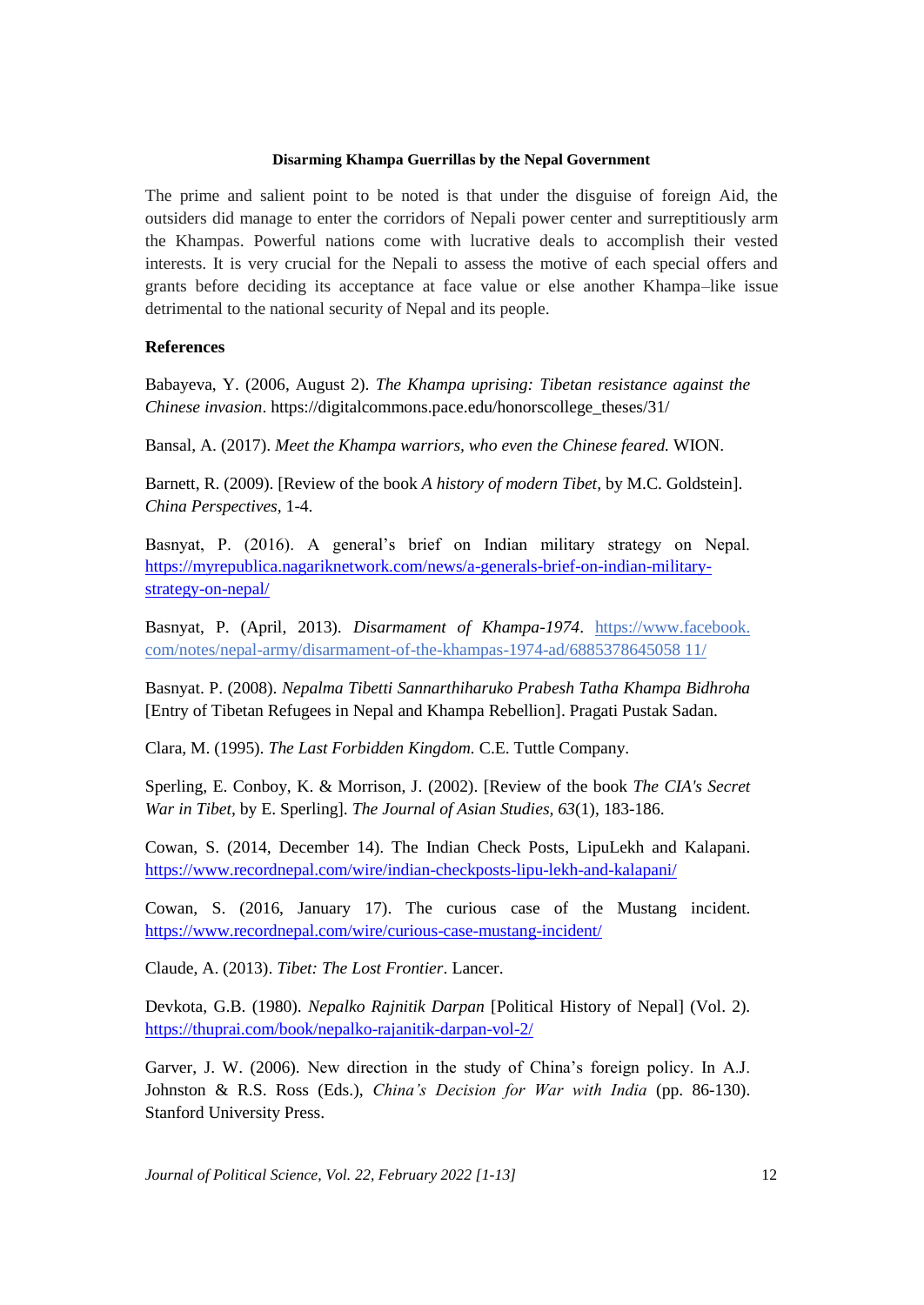**Disarming Khampa Guerrillas by the Nepal Government**

The prime and salient point to be noted is that under the disguise of foreign Aid, the outsiders did manage to enter the corridors of Nepali power center and surreptitiously arm the Khampas. Powerful nations come with lucrative deals to accomplish their vested interests. It is very crucial for the Nepali to assess the motive of each special offers and grants before deciding its acceptance at face value or else another Khampa–like issue detrimental to the national security of Nepal and its people.

## References

Babayeva, Y. (2006, August 2). *The Khampa uprising: Tibetan resistance against the Chinese invasion*. https://digitalcommons.pace.edu/honorscollege_theses/31/

Bansal, A. (2017). *Meet the Khampa warriors, who even the Chinese feared.* WION.

Barnett, R. (2009). [Review of the book *A history of modern Tibet*, by M.C. Goldstein]. *China Perspectives*, 1-4.

Basnyat, P. (2016). A general's brief on Indian military strategy on Nepal. https://myrepublica.nagariknetwork.com/news/a-generals-brief-on-indian-military-strategy-on-nepal/

Basnyat, P. (April, 2013). *Disarmament of Khampa-1974*. https://www.facebook.com/notes/nepal-army/disarmament-of-the-khampas-1974-ad/6885378645058 11/

Basnyat. P. (2008). *Nepalma Tibetti Sannarthiharuko Prabesh Tatha Khampa Bidhroha* [Entry of Tibetan Refugees in Nepal and Khampa Rebellion]. Pragati Pustak Sadan.

Clara, M. (1995). *The Last Forbidden Kingdom.* C.E. Tuttle Company.

Sperling, E. Conboy, K. & Morrison, J. (2002). [Review of the book *The CIA's Secret War in Tibet*, by E. Sperling]. *The Journal of Asian Studies*, *63*(1), 183-186.

Cowan, S. (2014, December 14). The Indian Check Posts, LipuLekh and Kalapani. https://www.recordnepal.com/wire/indian-checkposts-lipu-lekh-and-kalapani/

Cowan, S. (2016, January 17). The curious case of the Mustang incident. https://www.recordnepal.com/wire/curious-case-mustang-incident/

Claude, A. (2013). *Tibet: The Lost Frontier*. Lancer.

Devkota, G.B. (1980). *Nepalko Rajnitik Darpan* [Political History of Nepal] (Vol. 2). https://thuprai.com/book/nepalko-rajanitik-darpan-vol-2/

Garver, J. W. (2006). New direction in the study of China's foreign policy. In A.J. Johnston & R.S. Ross (Eds.), *China's Decision for War with India* (pp. 86-130). Stanford University Press.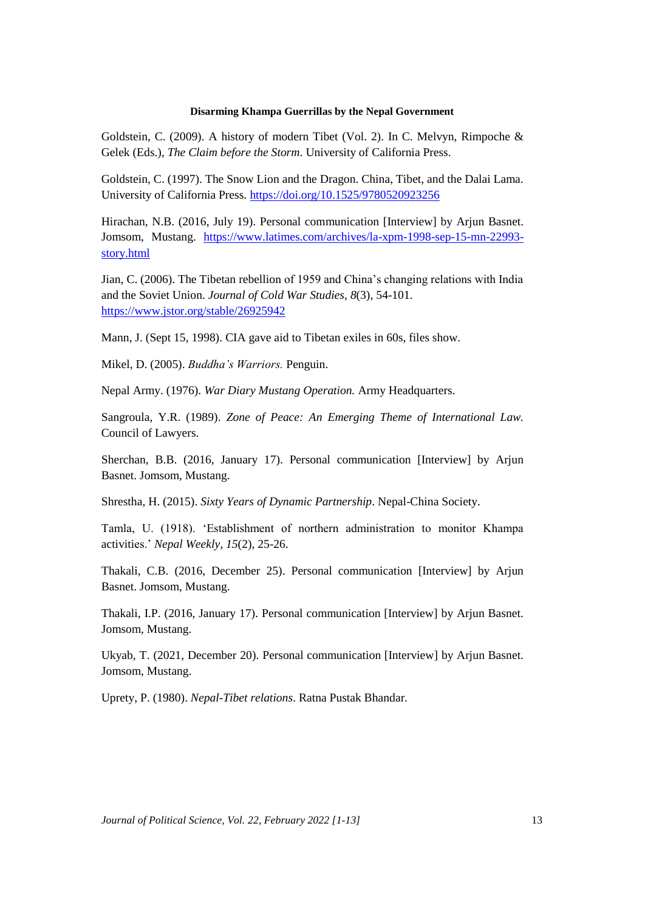Goldstein, C. (2009). A history of modern Tibet (Vol. 2). In C. Melvyn, Rimpoche & Gelek (Eds.), *The Claim before the Storm*. University of California Press.

Goldstein, C. (1997). The Snow Lion and the Dragon. China, Tibet, and the Dalai Lama. University of California Press. https://doi.org/10.1525/9780520923256

Hirachan, N.B. (2016, July 19). Personal communication [Interview] by Arjun Basnet. Jomsom, Mustang. https://www.latimes.com/archives/la-xpm-1998-sep-15-mn-22993-story.html

Jian, C. (2006). The Tibetan rebellion of 1959 and China's changing relations with India and the Soviet Union. *Journal of Cold War Studies*, *8*(3), 54-101. https://www.jstor.org/stable/26925942

Mann, J. (Sept 15, 1998). CIA gave aid to Tibetan exiles in 60s, files show.

Mikel, D. (2005). *Buddha's Warriors.* Penguin.

Nepal Army. (1976). *War Diary Mustang Operation.* Army Headquarters.

Sangroula, Y.R. (1989). *Zone of Peace: An Emerging Theme of International Law.* Council of Lawyers.

Sherchan, B.B. (2016, January 17). Personal communication [Interview] by Arjun Basnet. Jomsom, Mustang.

Shrestha, H. (2015). *Sixty Years of Dynamic Partnership*. Nepal-China Society.

Tamla, U. (1918). 'Establishment of northern administration to monitor Khampa activities.' *Nepal Weekly*, *15*(2), 25-26.

Thakali, C.B. (2016, December 25). Personal communication [Interview] by Arjun Basnet. Jomsom, Mustang.

Thakali, I.P. (2016, January 17). Personal communication [Interview] by Arjun Basnet. Jomsom, Mustang.

Ukyab, T. (2021, December 20). Personal communication [Interview] by Arjun Basnet. Jomsom, Mustang.

Uprety, P. (1980). *Nepal-Tibet relations*. Ratna Pustak Bhandar.